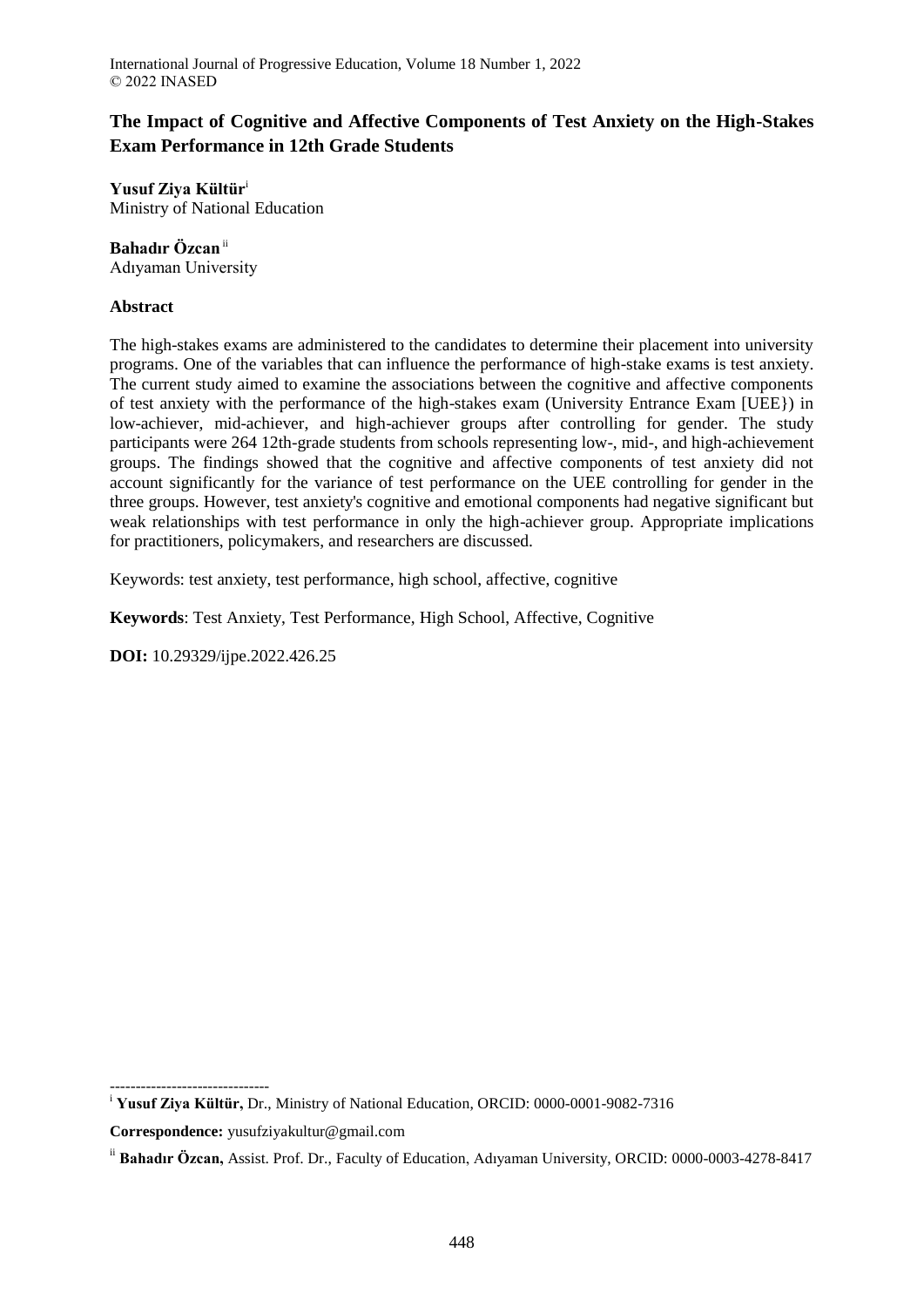# The Impact of Cognitive and Affective Components of Test Anxiety on the High-Stakes Exam Performance in 12th Grade Students

**Yusuf Ziya Kültür**[i]
Ministry of National Education

**Bahadır Özcan**[ii]
Adıyaman University

## Abstract

The high-stakes exams are administered to the candidates to determine their placement into university programs. One of the variables that can influence the performance of high-stake exams is test anxiety. The current study aimed to examine the associations between the cognitive and affective components of test anxiety with the performance of the high-stakes exam (University Entrance Exam [UEE}) in low-achiever, mid-achiever, and high-achiever groups after controlling for gender. The study participants were 264 12th-grade students from schools representing low-, mid-, and high-achievement groups. The findings showed that the cognitive and affective components of test anxiety did not account significantly for the variance of test performance on the UEE controlling for gender in the three groups. However, test anxiety's cognitive and emotional components had negative significant but weak relationships with test performance in only the high-achiever group. Appropriate implications for practitioners, policymakers, and researchers are discussed.

Keywords: test anxiety, test performance, high school, affective, cognitive

**Keywords**: Test Anxiety, Test Performance, High School, Affective, Cognitive

**DOI:** 10.29329/ijpe.2022.426.25

-------------------------------
[i] **Yusuf Ziya Kültür,** Dr., Ministry of National Education, ORCID: 0000-0001-9082-7316

**Correspondence:** yusufziyakultur@gmail.com

[ii] **Bahadır Özcan,** Assist. Prof. Dr., Faculty of Education, Adıyaman University, ORCID: 0000-0003-4278-8417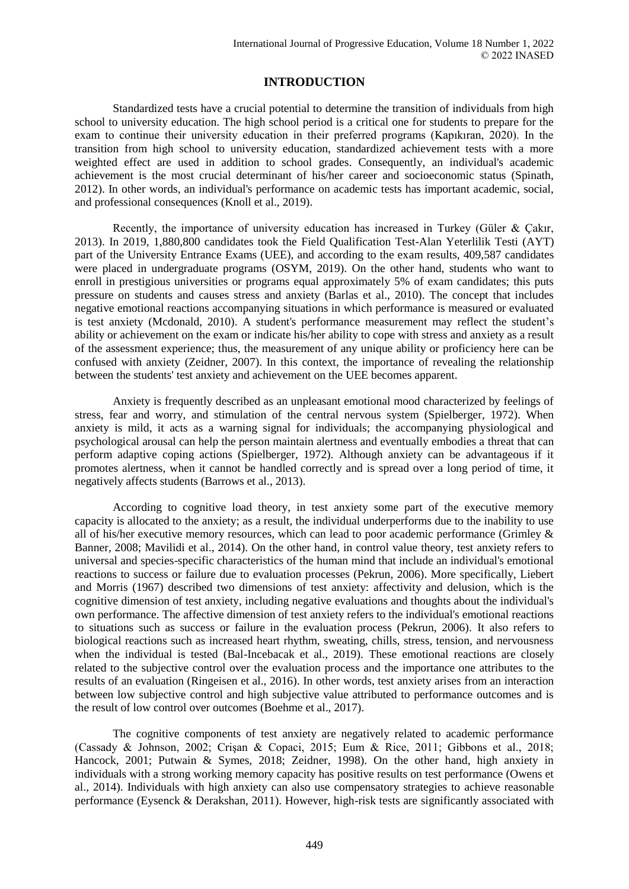## INTRODUCTION

Standardized tests have a crucial potential to determine the transition of individuals from high school to university education. The high school period is a critical one for students to prepare for the exam to continue their university education in their preferred programs (Kapıkıran, 2020). In the transition from high school to university education, standardized achievement tests with a more weighted effect are used in addition to school grades. Consequently, an individual's academic achievement is the most crucial determinant of his/her career and socioeconomic status (Spinath, 2012). In other words, an individual's performance on academic tests has important academic, social, and professional consequences (Knoll et al., 2019).

Recently, the importance of university education has increased in Turkey (Güler & Çakır, 2013). In 2019, 1,880,800 candidates took the Field Qualification Test-Alan Yeterlilik Testi (AYT) part of the University Entrance Exams (UEE), and according to the exam results, 409,587 candidates were placed in undergraduate programs (OSYM, 2019). On the other hand, students who want to enroll in prestigious universities or programs equal approximately 5% of exam candidates; this puts pressure on students and causes stress and anxiety (Barlas et al., 2010). The concept that includes negative emotional reactions accompanying situations in which performance is measured or evaluated is test anxiety (Mcdonald, 2010). A student's performance measurement may reflect the student's ability or achievement on the exam or indicate his/her ability to cope with stress and anxiety as a result of the assessment experience; thus, the measurement of any unique ability or proficiency here can be confused with anxiety (Zeidner, 2007). In this context, the importance of revealing the relationship between the students' test anxiety and achievement on the UEE becomes apparent.

Anxiety is frequently described as an unpleasant emotional mood characterized by feelings of stress, fear and worry, and stimulation of the central nervous system (Spielberger, 1972). When anxiety is mild, it acts as a warning signal for individuals; the accompanying physiological and psychological arousal can help the person maintain alertness and eventually embodies a threat that can perform adaptive coping actions (Spielberger, 1972). Although anxiety can be advantageous if it promotes alertness, when it cannot be handled correctly and is spread over a long period of time, it negatively affects students (Barrows et al., 2013).

According to cognitive load theory, in test anxiety some part of the executive memory capacity is allocated to the anxiety; as a result, the individual underperforms due to the inability to use all of his/her executive memory resources, which can lead to poor academic performance (Grimley & Banner, 2008; Mavilidi et al., 2014). On the other hand, in control value theory, test anxiety refers to universal and species-specific characteristics of the human mind that include an individual's emotional reactions to success or failure due to evaluation processes (Pekrun, 2006). More specifically, Liebert and Morris (1967) described two dimensions of test anxiety: affectivity and delusion, which is the cognitive dimension of test anxiety, including negative evaluations and thoughts about the individual's own performance. The affective dimension of test anxiety refers to the individual's emotional reactions to situations such as success or failure in the evaluation process (Pekrun, 2006). It also refers to biological reactions such as increased heart rhythm, sweating, chills, stress, tension, and nervousness when the individual is tested (Bal-Incebacak et al., 2019). These emotional reactions are closely related to the subjective control over the evaluation process and the importance one attributes to the results of an evaluation (Ringeisen et al., 2016). In other words, test anxiety arises from an interaction between low subjective control and high subjective value attributed to performance outcomes and is the result of low control over outcomes (Boehme et al., 2017).

The cognitive components of test anxiety are negatively related to academic performance (Cassady & Johnson, 2002; Crişan & Copaci, 2015; Eum & Rice, 2011; Gibbons et al., 2018; Hancock, 2001; Putwain & Symes, 2018; Zeidner, 1998). On the other hand, high anxiety in individuals with a strong working memory capacity has positive results on test performance (Owens et al., 2014). Individuals with high anxiety can also use compensatory strategies to achieve reasonable performance (Eysenck & Derakshan, 2011). However, high-risk tests are significantly associated with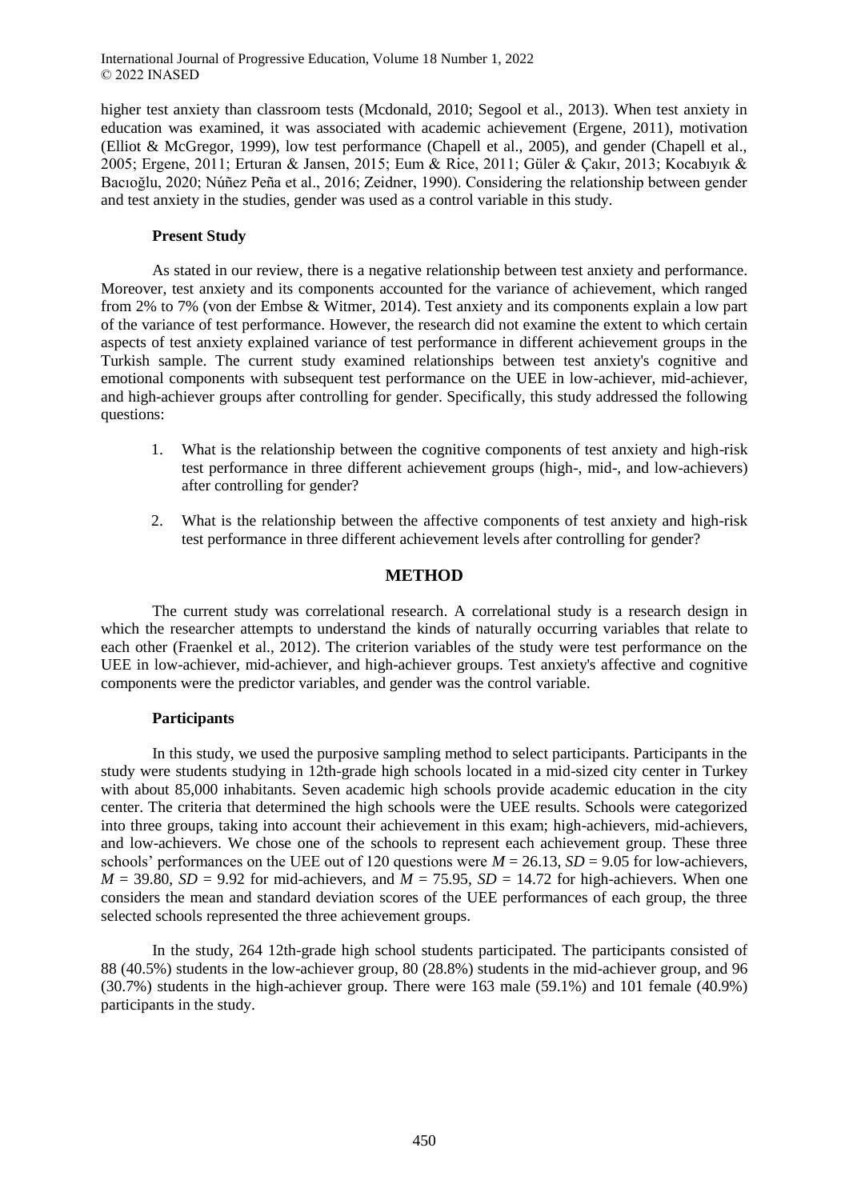higher test anxiety than classroom tests (Mcdonald, 2010; Segool et al., 2013). When test anxiety in education was examined, it was associated with academic achievement (Ergene, 2011), motivation (Elliot & McGregor, 1999), low test performance (Chapell et al., 2005), and gender (Chapell et al., 2005; Ergene, 2011; Erturan & Jansen, 2015; Eum & Rice, 2011; Güler & Çakır, 2013; Kocabıyık & Bacıoğlu, 2020; Núñez Peña et al., 2016; Zeidner, 1990). Considering the relationship between gender and test anxiety in the studies, gender was used as a control variable in this study.

### Present Study

As stated in our review, there is a negative relationship between test anxiety and performance. Moreover, test anxiety and its components accounted for the variance of achievement, which ranged from 2% to 7% (von der Embse & Witmer, 2014). Test anxiety and its components explain a low part of the variance of test performance. However, the research did not examine the extent to which certain aspects of test anxiety explained variance of test performance in different achievement groups in the Turkish sample. The current study examined relationships between test anxiety's cognitive and emotional components with subsequent test performance on the UEE in low-achiever, mid-achiever, and high-achiever groups after controlling for gender. Specifically, this study addressed the following questions:

1. What is the relationship between the cognitive components of test anxiety and high-risk test performance in three different achievement groups (high-, mid-, and low-achievers) after controlling for gender?

2. What is the relationship between the affective components of test anxiety and high-risk test performance in three different achievement levels after controlling for gender?

## METHOD

The current study was correlational research. A correlational study is a research design in which the researcher attempts to understand the kinds of naturally occurring variables that relate to each other (Fraenkel et al., 2012). The criterion variables of the study were test performance on the UEE in low-achiever, mid-achiever, and high-achiever groups. Test anxiety's affective and cognitive components were the predictor variables, and gender was the control variable.

### Participants

In this study, we used the purposive sampling method to select participants. Participants in the study were students studying in 12th-grade high schools located in a mid-sized city center in Turkey with about 85,000 inhabitants. Seven academic high schools provide academic education in the city center. The criteria that determined the high schools were the UEE results. Schools were categorized into three groups, taking into account their achievement in this exam; high-achievers, mid-achievers, and low-achievers. We chose one of the schools to represent each achievement group. These three schools' performances on the UEE out of 120 questions were $M = 26.13$, $SD = 9.05$ for low-achievers, $M = 39.80$, $SD = 9.92$ for mid-achievers, and $M = 75.95$, $SD = 14.72$ for high-achievers. When one considers the mean and standard deviation scores of the UEE performances of each group, the three selected schools represented the three achievement groups.

In the study, 264 12th-grade high school students participated. The participants consisted of 88 (40.5%) students in the low-achiever group, 80 (28.8%) students in the mid-achiever group, and 96 (30.7%) students in the high-achiever group. There were 163 male (59.1%) and 101 female (40.9%) participants in the study.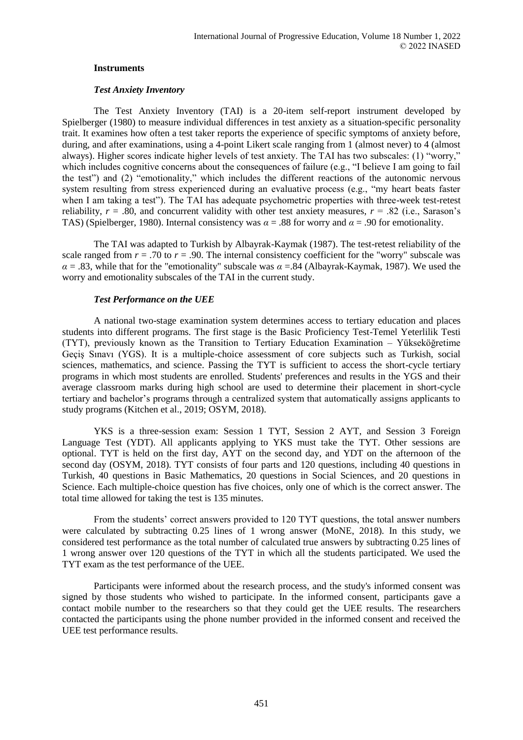### Instruments

#### *Test Anxiety Inventory*

The Test Anxiety Inventory (TAI) is a 20-item self-report instrument developed by Spielberger (1980) to measure individual differences in test anxiety as a situation-specific personality trait. It examines how often a test taker reports the experience of specific symptoms of anxiety before, during, and after examinations, using a 4-point Likert scale ranging from 1 (almost never) to 4 (almost always). Higher scores indicate higher levels of test anxiety. The TAI has two subscales: (1) "worry," which includes cognitive concerns about the consequences of failure (e.g., "I believe I am going to fail the test") and (2) "emotionality," which includes the different reactions of the autonomic nervous system resulting from stress experienced during an evaluative process (e.g., "my heart beats faster when I am taking a test"). The TAI has adequate psychometric properties with three-week test-retest reliability, $r = .80$, and concurrent validity with other test anxiety measures, $r = .82$ (i.e., Sarason's TAS) (Spielberger, 1980). Internal consistency was $\alpha = .88$ for worry and $\alpha = .90$ for emotionality.

The TAI was adapted to Turkish by Albayrak-Kaymak (1987). The test-retest reliability of the scale ranged from $r = .70$ to $r = .90$. The internal consistency coefficient for the "worry" subscale was $\alpha = .83$, while that for the "emotionality" subscale was $\alpha = .84$ (Albayrak-Kaymak, 1987). We used the worry and emotionality subscales of the TAI in the current study.

#### *Test Performance on the UEE*

A national two-stage examination system determines access to tertiary education and places students into different programs. The first stage is the Basic Proficiency Test-Temel Yeterlilik Testi (TYT), previously known as the Transition to Tertiary Education Examination – Yükseköğretime Geçiş Sınavı (YGS). It is a multiple-choice assessment of core subjects such as Turkish, social sciences, mathematics, and science. Passing the TYT is sufficient to access the short-cycle tertiary programs in which most students are enrolled. Students' preferences and results in the YGS and their average classroom marks during high school are used to determine their placement in short-cycle tertiary and bachelor's programs through a centralized system that automatically assigns applicants to study programs (Kitchen et al., 2019; OSYM, 2018).

YKS is a three-session exam: Session 1 TYT, Session 2 AYT, and Session 3 Foreign Language Test (YDT). All applicants applying to YKS must take the TYT. Other sessions are optional. TYT is held on the first day, AYT on the second day, and YDT on the afternoon of the second day (OSYM, 2018). TYT consists of four parts and 120 questions, including 40 questions in Turkish, 40 questions in Basic Mathematics, 20 questions in Social Sciences, and 20 questions in Science. Each multiple-choice question has five choices, only one of which is the correct answer. The total time allowed for taking the test is 135 minutes.

From the students' correct answers provided to 120 TYT questions, the total answer numbers were calculated by subtracting 0.25 lines of 1 wrong answer (MoNE, 2018). In this study, we considered test performance as the total number of calculated true answers by subtracting 0.25 lines of 1 wrong answer over 120 questions of the TYT in which all the students participated. We used the TYT exam as the test performance of the UEE.

Participants were informed about the research process, and the study's informed consent was signed by those students who wished to participate. In the informed consent, participants gave a contact mobile number to the researchers so that they could get the UEE results. The researchers contacted the participants using the phone number provided in the informed consent and received the UEE test performance results.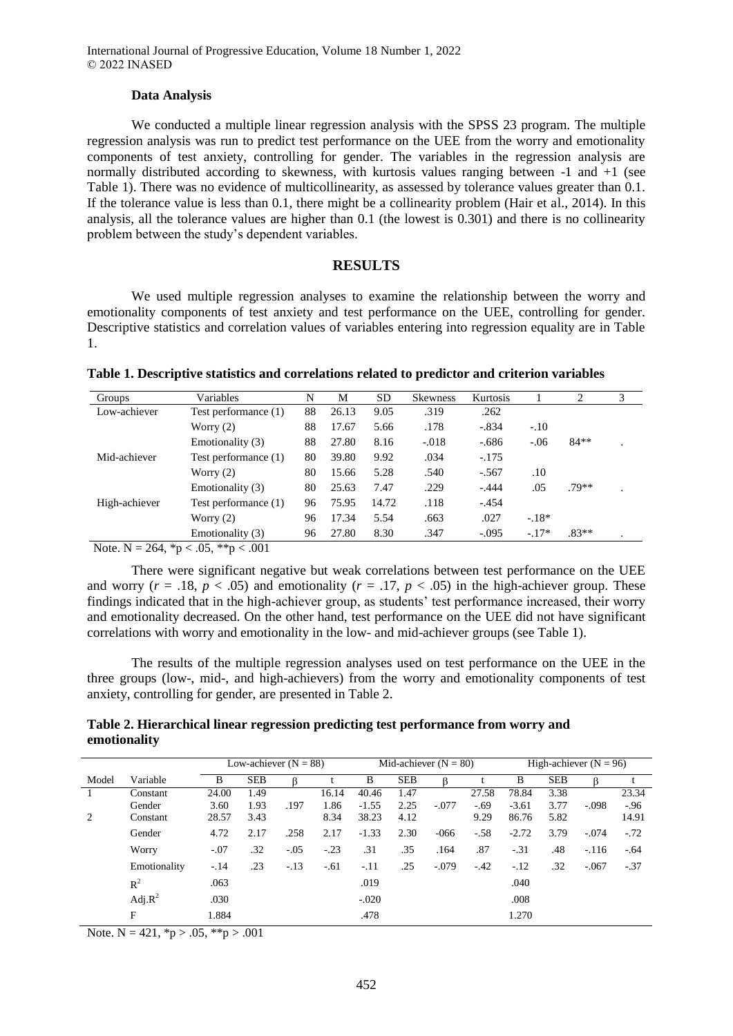### Data Analysis

We conducted a multiple linear regression analysis with the SPSS 23 program. The multiple regression analysis was run to predict test performance on the UEE from the worry and emotionality components of test anxiety, controlling for gender. The variables in the regression analysis are normally distributed according to skewness, with kurtosis values ranging between -1 and +1 (see Table 1). There was no evidence of multicollinearity, as assessed by tolerance values greater than 0.1. If the tolerance value is less than 0.1, there might be a collinearity problem (Hair et al., 2014). In this analysis, all the tolerance values are higher than 0.1 (the lowest is 0.301) and there is no collinearity problem between the study's dependent variables.

## RESULTS

We used multiple regression analyses to examine the relationship between the worry and emotionality components of test anxiety and test performance on the UEE, controlling for gender. Descriptive statistics and correlation values of variables entering into regression equality are in Table 1.

**Table 1. Descriptive statistics and correlations related to predictor and criterion variables**

| Groups | Variables | N | M | SD | Skewness | Kurtosis | 1 | 2 | 3 |
|---|---|---|---|---|---|---|---|---|---|
| Low-achiever | Test performance (1) | 88 | 26.13 | 9.05 | .319 | .262 | | | |
| | Worry (2) | 88 | 17.67 | 5.66 | .178 | -.834 | -.10 | | |
| | Emotionality (3) | 88 | 27.80 | 8.16 | -.018 | -.686 | -.06 | 84** | . |
| Mid-achiever | Test performance (1) | 80 | 39.80 | 9.92 | .034 | -.175 | | | |
| | Worry (2) | 80 | 15.66 | 5.28 | .540 | -.567 | .10 | | |
| | Emotionality (3) | 80 | 25.63 | 7.47 | .229 | -.444 | .05 | .79** | . |
| High-achiever | Test performance (1) | 96 | 75.95 | 14.72 | .118 | -.454 | | | |
| | Worry (2) | 96 | 17.34 | 5.54 | .663 | .027 | -.18* | | |
| | Emotionality (3) | 96 | 27.80 | 8.30 | .347 | -.095 | -.17* | .83** | . |

Note. N = 264, *p < .05, **p < .001

There were significant negative but weak correlations between test performance on the UEE and worry ($r$ = .18, $p < .05$) and emotionality ($r$ = .17, $p < .05$) in the high-achiever group. These findings indicated that in the high-achiever group, as students' test performance increased, their worry and emotionality decreased. On the other hand, test performance on the UEE did not have significant correlations with worry and emotionality in the low- and mid-achiever groups (see Table 1).

The results of the multiple regression analyses used on test performance on the UEE in the three groups (low-, mid-, and high-achievers) from the worry and emotionality components of test anxiety, controlling for gender, are presented in Table 2.

**Table 2. Hierarchical linear regression predicting test performance from worry and emotionality**

| | | Low-achiever (N = 88) | | | | Mid-achiever (N = 80) | | | | High-achiever (N = 96) | | | |
|---|---|---|---|---|---|---|---|---|---|---|---|---|---|
| Model | Variable | B | SEB | β | t | B | SEB | β | t | B | SEB | β | t |
| 1 | Constant | 24.00 | 1.49 | | 16.14 | 40.46 | 1.47 | | 27.58 | 78.84 | 3.38 | | 23.34 |
| | Gender | 3.60 | 1.93 | .197 | 1.86 | -1.55 | 2.25 | -.077 | -.69 | -3.61 | 3.77 | -.098 | -.96 |
| 2 | Constant | 28.57 | 3.43 | | 8.34 | 38.23 | 4.12 | | 9.29 | 86.76 | 5.82 | | 14.91 |
| | Gender | 4.72 | 2.17 | .258 | 2.17 | -1.33 | 2.30 | -066 | -.58 | -2.72 | 3.79 | -.074 | -.72 |
| | Worry | -.07 | .32 | -.05 | -.23 | .31 | .35 | .164 | .87 | -.31 | .48 | -.116 | -.64 |
| | Emotionality | -.14 | .23 | -.13 | -.61 | -.11 | .25 | -.079 | -.42 | -.12 | .32 | -.067 | -.37 |
| | $R^2$ | .063 | | | | .019 | | | | .040 | | | |
| | Adj.$R^2$ | .030 | | | | -.020 | | | | .008 | | | |
| | F | 1.884 | | | | .478 | | | | 1.270 | | | |

Note. N = 421, *p > .05, **p > .001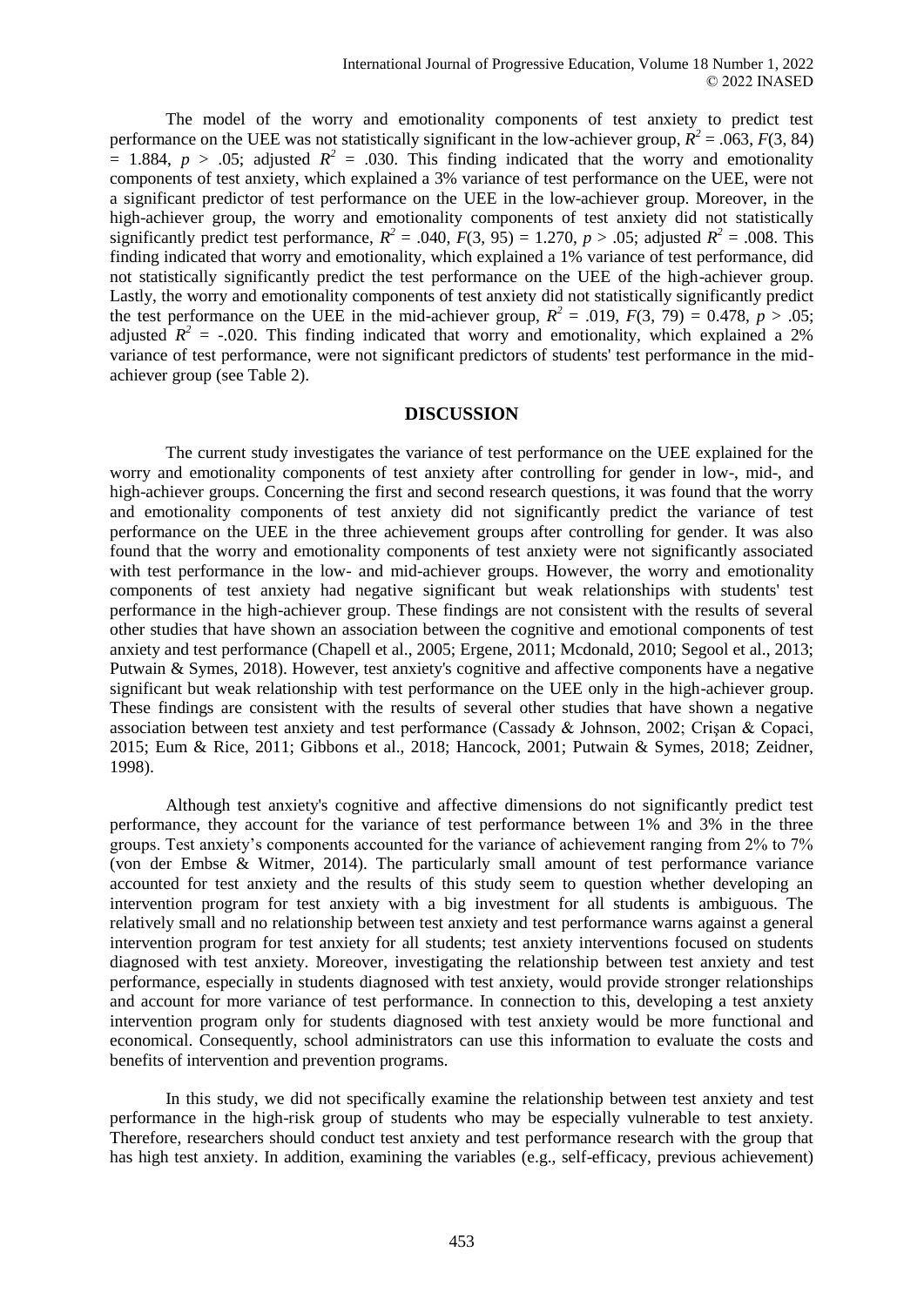The model of the worry and emotionality components of test anxiety to predict test performance on the UEE was not statistically significant in the low-achiever group, $R^2 = .063$, $F(3, 84) = 1.884$, $p > .05$; adjusted $R^2 = .030$. This finding indicated that the worry and emotionality components of test anxiety, which explained a 3% variance of test performance on the UEE, were not a significant predictor of test performance on the UEE in the low-achiever group. Moreover, in the high-achiever group, the worry and emotionality components of test anxiety did not statistically significantly predict test performance, $R^2 = .040$, $F(3, 95) = 1.270$, $p > .05$; adjusted $R^2 = .008$. This finding indicated that worry and emotionality, which explained a 1% variance of test performance, did not statistically significantly predict the test performance on the UEE of the high-achiever group. Lastly, the worry and emotionality components of test anxiety did not statistically significantly predict the test performance on the UEE in the mid-achiever group, $R^2 = .019$, $F(3, 79) = 0.478$, $p > .05$; adjusted $R^2 = -.020$. This finding indicated that worry and emotionality, which explained a 2% variance of test performance, were not significant predictors of students' test performance in the mid-achiever group (see Table 2).

## DISCUSSION

The current study investigates the variance of test performance on the UEE explained for the worry and emotionality components of test anxiety after controlling for gender in low-, mid-, and high-achiever groups. Concerning the first and second research questions, it was found that the worry and emotionality components of test anxiety did not significantly predict the variance of test performance on the UEE in the three achievement groups after controlling for gender. It was also found that the worry and emotionality components of test anxiety were not significantly associated with test performance in the low- and mid-achiever groups. However, the worry and emotionality components of test anxiety had negative significant but weak relationships with students' test performance in the high-achiever group. These findings are not consistent with the results of several other studies that have shown an association between the cognitive and emotional components of test anxiety and test performance (Chapell et al., 2005; Ergene, 2011; Mcdonald, 2010; Segool et al., 2013; Putwain & Symes, 2018). However, test anxiety's cognitive and affective components have a negative significant but weak relationship with test performance on the UEE only in the high-achiever group. These findings are consistent with the results of several other studies that have shown a negative association between test anxiety and test performance (Cassady & Johnson, 2002; Crişan & Copaci, 2015; Eum & Rice, 2011; Gibbons et al., 2018; Hancock, 2001; Putwain & Symes, 2018; Zeidner, 1998).

Although test anxiety's cognitive and affective dimensions do not significantly predict test performance, they account for the variance of test performance between 1% and 3% in the three groups. Test anxiety's components accounted for the variance of achievement ranging from 2% to 7% (von der Embse & Witmer, 2014). The particularly small amount of test performance variance accounted for test anxiety and the results of this study seem to question whether developing an intervention program for test anxiety with a big investment for all students is ambiguous. The relatively small and no relationship between test anxiety and test performance warns against a general intervention program for test anxiety for all students; test anxiety interventions focused on students diagnosed with test anxiety. Moreover, investigating the relationship between test anxiety and test performance, especially in students diagnosed with test anxiety, would provide stronger relationships and account for more variance of test performance. In connection to this, developing a test anxiety intervention program only for students diagnosed with test anxiety would be more functional and economical. Consequently, school administrators can use this information to evaluate the costs and benefits of intervention and prevention programs.

In this study, we did not specifically examine the relationship between test anxiety and test performance in the high-risk group of students who may be especially vulnerable to test anxiety. Therefore, researchers should conduct test anxiety and test performance research with the group that has high test anxiety. In addition, examining the variables (e.g., self-efficacy, previous achievement)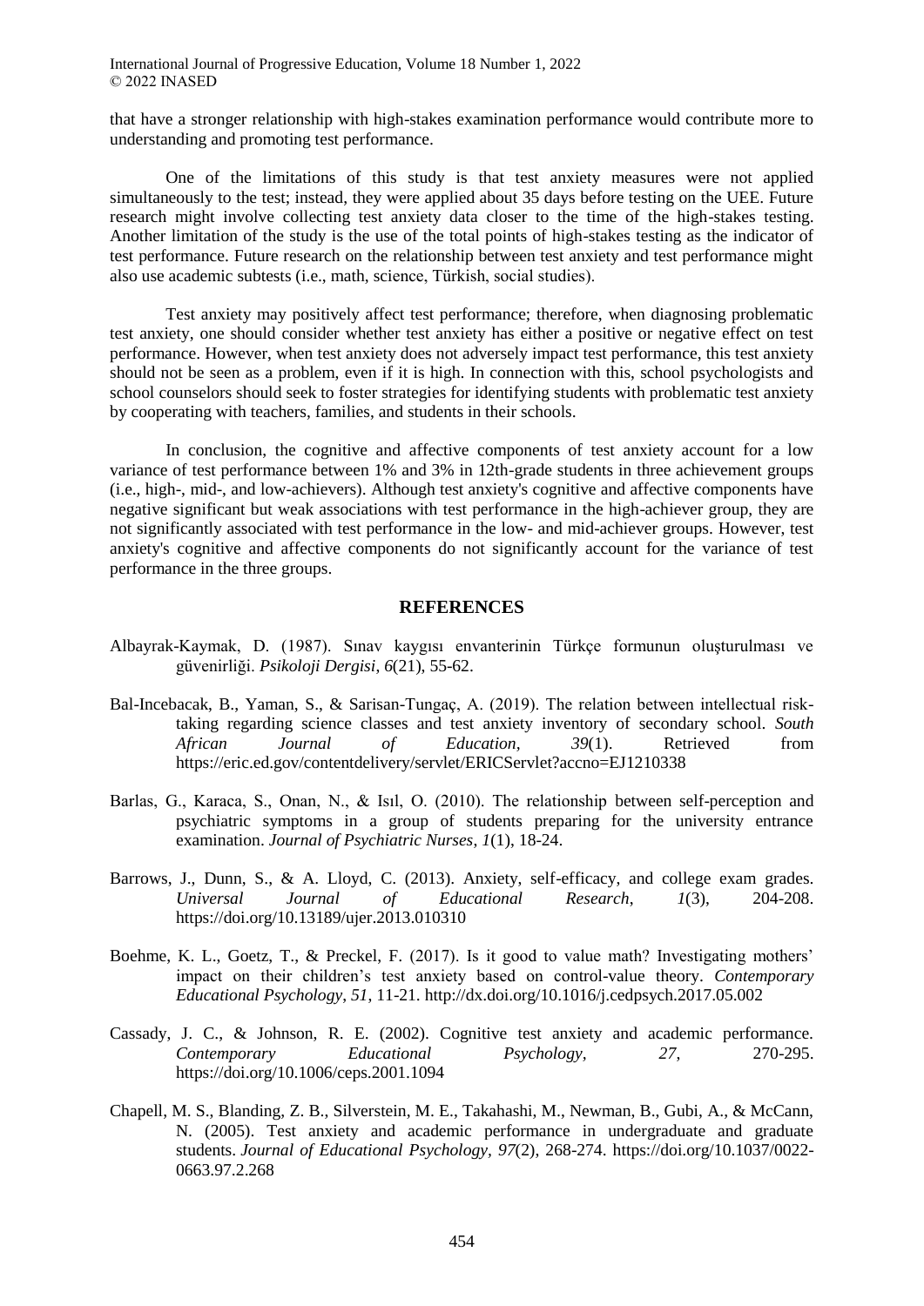that have a stronger relationship with high-stakes examination performance would contribute more to understanding and promoting test performance.

One of the limitations of this study is that test anxiety measures were not applied simultaneously to the test; instead, they were applied about 35 days before testing on the UEE. Future research might involve collecting test anxiety data closer to the time of the high-stakes testing. Another limitation of the study is the use of the total points of high-stakes testing as the indicator of test performance. Future research on the relationship between test anxiety and test performance might also use academic subtests (i.e., math, science, Türkish, social studies).

Test anxiety may positively affect test performance; therefore, when diagnosing problematic test anxiety, one should consider whether test anxiety has either a positive or negative effect on test performance. However, when test anxiety does not adversely impact test performance, this test anxiety should not be seen as a problem, even if it is high. In connection with this, school psychologists and school counselors should seek to foster strategies for identifying students with problematic test anxiety by cooperating with teachers, families, and students in their schools.

In conclusion, the cognitive and affective components of test anxiety account for a low variance of test performance between 1% and 3% in 12th-grade students in three achievement groups (i.e., high-, mid-, and low-achievers). Although test anxiety's cognitive and affective components have negative significant but weak associations with test performance in the high-achiever group, they are not significantly associated with test performance in the low- and mid-achiever groups. However, test anxiety's cognitive and affective components do not significantly account for the variance of test performance in the three groups.

## REFERENCES

Albayrak-Kaymak, D. (1987). Sınav kaygısı envanterinin Türkçe formunun oluşturulması ve güvenirliği. *Psikoloji Dergisi*, *6*(21), 55-62.

Bal-Incebacak, B., Yaman, S., & Sarisan-Tungaç, A. (2019). The relation between intellectual risk-taking regarding science classes and test anxiety inventory of secondary school. *South African Journal of Education*, *39*(1). Retrieved from https://eric.ed.gov/contentdelivery/servlet/ERICServlet?accno=EJ1210338

Barlas, G., Karaca, S., Onan, N., & Isıl, O. (2010). The relationship between self-perception and psychiatric symptoms in a group of students preparing for the university entrance examination. *Journal of Psychiatric Nurses*, *1*(1), 18-24.

Barrows, J., Dunn, S., & A. Lloyd, C. (2013). Anxiety, self-efficacy, and college exam grades. *Universal Journal of Educational Research*, *1*(3), 204-208. https://doi.org/10.13189/ujer.2013.010310

Boehme, K. L., Goetz, T., & Preckel, F. (2017). Is it good to value math? Investigating mothers' impact on their children's test anxiety based on control-value theory. *Contemporary Educational Psychology*, *51*, 11-21. http://dx.doi.org/10.1016/j.cedpsych.2017.05.002

Cassady, J. C., & Johnson, R. E. (2002). Cognitive test anxiety and academic performance. *Contemporary Educational Psychology*, *27*, 270-295. https://doi.org/10.1006/ceps.2001.1094

Chapell, M. S., Blanding, Z. B., Silverstein, M. E., Takahashi, M., Newman, B., Gubi, A., & McCann, N. (2005). Test anxiety and academic performance in undergraduate and graduate students. *Journal of Educational Psychology*, *97*(2), 268-274. https://doi.org/10.1037/0022-0663.97.2.268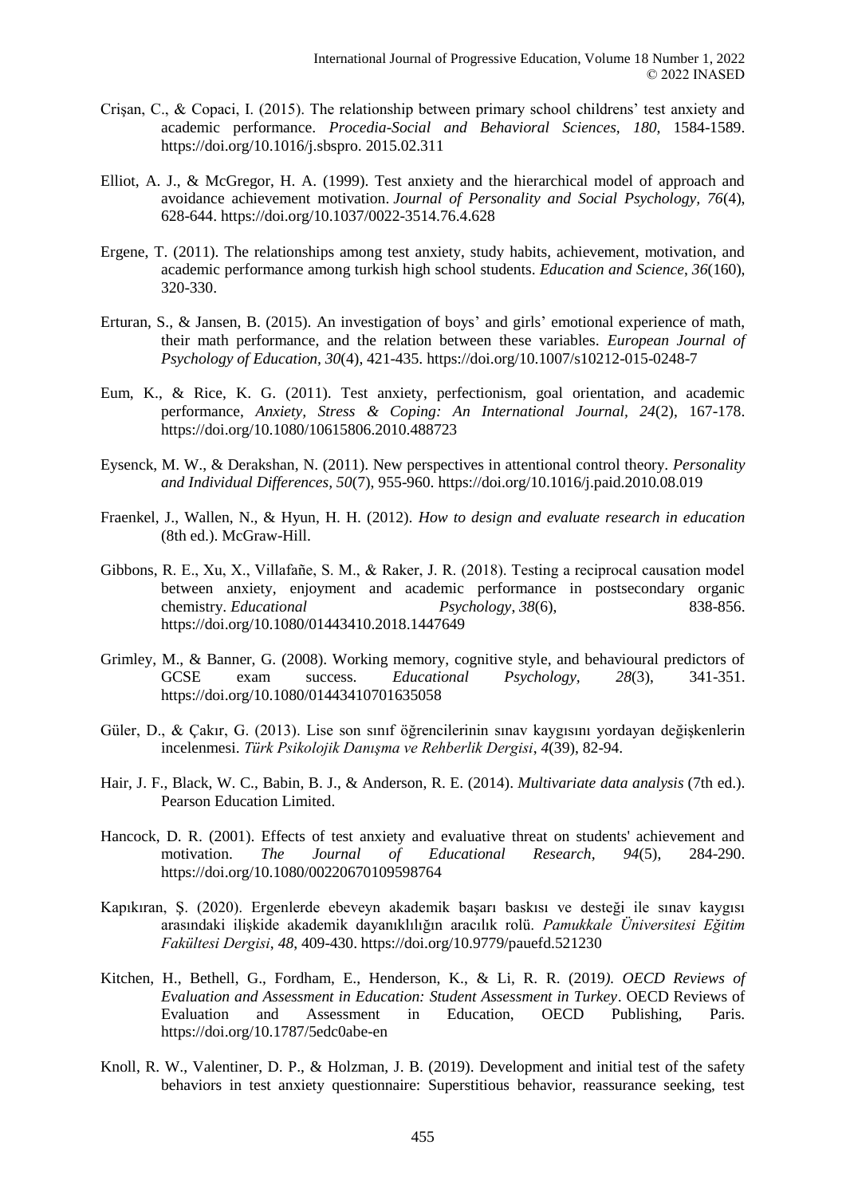Crişan, C., & Copaci, I. (2015). The relationship between primary school childrens' test anxiety and academic performance. *Procedia-Social and Behavioral Sciences, 180*, 1584-1589. https://doi.org/10.1016/j.sbspro. 2015.02.311

Elliot, A. J., & McGregor, H. A. (1999). Test anxiety and the hierarchical model of approach and avoidance achievement motivation. *Journal of Personality and Social Psychology, 76*(4), 628-644. https://doi.org/10.1037/0022-3514.76.4.628

Ergene, T. (2011). The relationships among test anxiety, study habits, achievement, motivation, and academic performance among turkish high school students. *Education and Science*, *36*(160), 320-330.

Erturan, S., & Jansen, B. (2015). An investigation of boys' and girls' emotional experience of math, their math performance, and the relation between these variables. *European Journal of Psychology of Education, 30*(4), 421-435. https://doi.org/10.1007/s10212-015-0248-7

Eum, K., & Rice, K. G. (2011). Test anxiety, perfectionism, goal orientation, and academic performance, *Anxiety, Stress & Coping: An International Journal*, *24*(2), 167-178. https://doi.org/10.1080/10615806.2010.488723

Eysenck, M. W., & Derakshan, N. (2011). New perspectives in attentional control theory. *Personality and Individual Differences, 50*(7), 955-960. https://doi.org/10.1016/j.paid.2010.08.019

Fraenkel, J., Wallen, N., & Hyun, H. H. (2012). *How to design and evaluate research in education* (8th ed.). McGraw-Hill.

Gibbons, R. E., Xu, X., Villafañe, S. M., & Raker, J. R. (2018). Testing a reciprocal causation model between anxiety, enjoyment and academic performance in postsecondary organic chemistry. *Educational Psychology*, *38*(6), 838-856. https://doi.org/10.1080/01443410.2018.1447649

Grimley, M., & Banner, G. (2008). Working memory, cognitive style, and behavioural predictors of GCSE exam success. *Educational Psychology, 28*(3), 341-351. https://doi.org/10.1080/01443410701635058

Güler, D., & Çakır, G. (2013). Lise son sınıf öğrencilerinin sınav kaygısını yordayan değişkenlerin incelenmesi. *Türk Psikolojik Danışma ve Rehberlik Dergisi*, *4*(39), 82-94.

Hair, J. F., Black, W. C., Babin, B. J., & Anderson, R. E. (2014). *Multivariate data analysis* (7th ed.). Pearson Education Limited.

Hancock, D. R. (2001). Effects of test anxiety and evaluative threat on students' achievement and motivation. *The Journal of Educational Research, 94*(5), 284-290. https://doi.org/10.1080/00220670109598764

Kapıkıran, Ş. (2020). Ergenlerde ebeveyn akademik başarı baskısı ve desteği ile sınav kaygısı arasındaki ilişkide akademik dayanıklılığın aracılık rolü. *Pamukkale Üniversitesi Eğitim Fakültesi Dergisi*, *48*, 409-430. https://doi.org/10.9779/pauefd.521230

Kitchen, H., Bethell, G., Fordham, E., Henderson, K., & Li, R. R. (2019*). OECD Reviews of Evaluation and Assessment in Education: Student Assessment in Turkey*. OECD Reviews of Evaluation and Assessment in Education, OECD Publishing, Paris. https://doi.org/10.1787/5edc0abe-en

Knoll, R. W., Valentiner, D. P., & Holzman, J. B. (2019). Development and initial test of the safety behaviors in test anxiety questionnaire: Superstitious behavior, reassurance seeking, test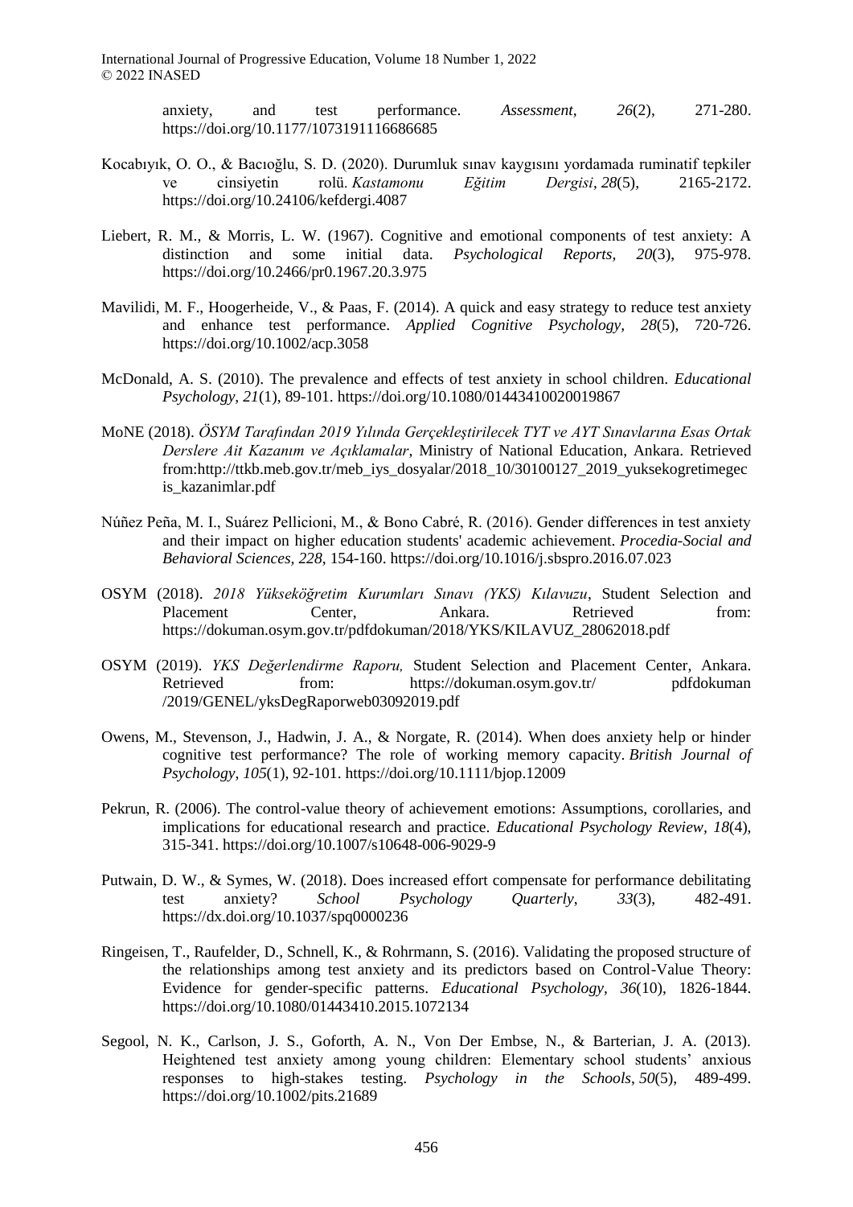anxiety, and test performance. *Assessment*, *26*(2), 271-280. https://doi.org/10.1177/1073191116686685

Kocabıyık, O. O., & Bacıoğlu, S. D. (2020). Durumluk sınav kaygısını yordamada ruminatif tepkiler ve cinsiyetin rolü. *Kastamonu Eğitim Dergisi*, *28*(5), 2165-2172. https://doi.org/10.24106/kefdergi.4087

Liebert, R. M., & Morris, L. W. (1967). Cognitive and emotional components of test anxiety: A distinction and some initial data. *Psychological Reports, 20*(3), 975-978. https://doi.org/10.2466/pr0.1967.20.3.975

Mavilidi, M. F., Hoogerheide, V., & Paas, F. (2014). A quick and easy strategy to reduce test anxiety and enhance test performance. *Applied Cognitive Psychology*, *28*(5), 720-726. https://doi.org/10.1002/acp.3058

McDonald, A. S. (2010). The prevalence and effects of test anxiety in school children. *Educational Psychology, 21*(1), 89-101. https://doi.org/10.1080/01443410020019867

MoNE (2018). *ÖSYM Tarafından 2019 Yılında Gerçekleştirilecek TYT ve AYT Sınavlarına Esas Ortak Derslere Ait Kazanım ve Açıklamalar*, Ministry of National Education, Ankara. Retrieved from:http://ttkb.meb.gov.tr/meb_iys_dosyalar/2018_10/30100127_2019_yuksekogretimegecis_kazanimlar.pdf

Núñez Peña, M. I., Suárez Pellicioni, M., & Bono Cabré, R. (2016). Gender differences in test anxiety and their impact on higher education students' academic achievement. *Procedia-Social and Behavioral Sciences*, *228*, 154-160. https://doi.org/10.1016/j.sbspro.2016.07.023

OSYM (2018). *2018 Yükseköğretim Kurumları Sınavı (YKS) Kılavuzu*, Student Selection and Placement Center, Ankara. Retrieved from: https://dokuman.osym.gov.tr/pdfdokuman/2018/YKS/KILAVUZ_28062018.pdf

OSYM (2019). *YKS Değerlendirme Raporu,* Student Selection and Placement Center, Ankara. Retrieved from: https://dokuman.osym.gov.tr/ pdfdokuman /2019/GENEL/yksDegRaporweb03092019.pdf

Owens, M., Stevenson, J., Hadwin, J. A., & Norgate, R. (2014). When does anxiety help or hinder cognitive test performance? The role of working memory capacity. *British Journal of Psychology*, *105*(1), 92-101. https://doi.org/10.1111/bjop.12009

Pekrun, R. (2006). The control-value theory of achievement emotions: Assumptions, corollaries, and implications for educational research and practice. *Educational Psychology Review*, *18*(4), 315-341. https://doi.org/10.1007/s10648-006-9029-9

Putwain, D. W., & Symes, W. (2018). Does increased effort compensate for performance debilitating test anxiety? *School Psychology Quarterly*, *33*(3), 482-491. https://dx.doi.org/10.1037/spq0000236

Ringeisen, T., Raufelder, D., Schnell, K., & Rohrmann, S. (2016). Validating the proposed structure of the relationships among test anxiety and its predictors based on Control-Value Theory: Evidence for gender-specific patterns. *Educational Psychology*, *36*(10), 1826-1844. https://doi.org/10.1080/01443410.2015.1072134

Segool, N. K., Carlson, J. S., Goforth, A. N., Von Der Embse, N., & Barterian, J. A. (2013). Heightened test anxiety among young children: Elementary school students' anxious responses to high-stakes testing. *Psychology in the Schools*, *50*(5), 489-499. https://doi.org/10.1002/pits.21689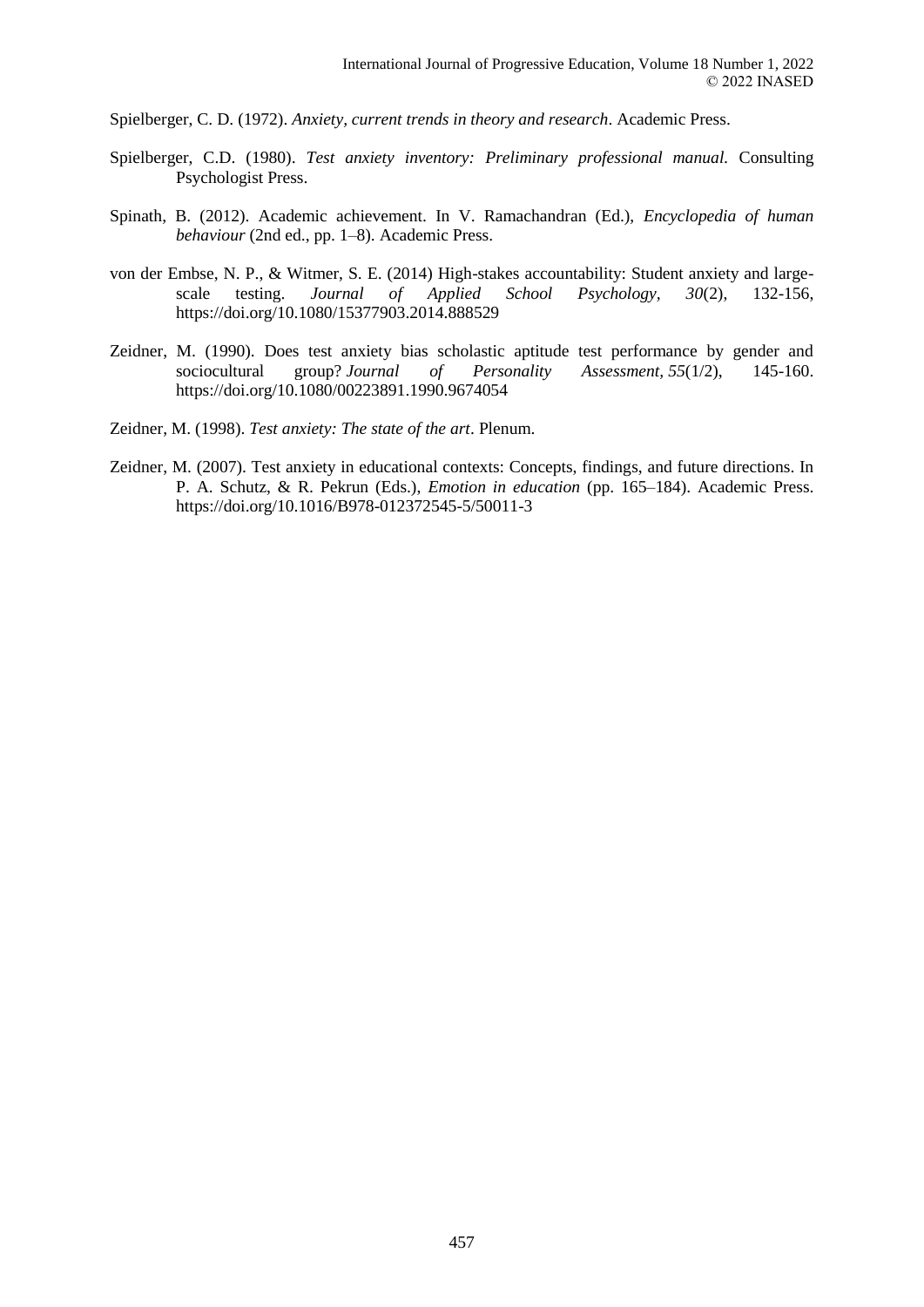Spielberger, C. D. (1972). *Anxiety, current trends in theory and research*. Academic Press.

Spielberger, C.D. (1980). *Test anxiety inventory: Preliminary professional manual.* Consulting Psychologist Press.

Spinath, B. (2012). Academic achievement. In V. Ramachandran (Ed.), *Encyclopedia of human behaviour* (2nd ed., pp. 1–8). Academic Press.

von der Embse, N. P., & Witmer, S. E. (2014) High-stakes accountability: Student anxiety and large-scale testing. *Journal of Applied School Psychology*, *30*(2), 132-156, https://doi.org/10.1080/15377903.2014.888529

Zeidner, M. (1990). Does test anxiety bias scholastic aptitude test performance by gender and sociocultural group? *Journal of Personality Assessment*, *55*(1/2), 145-160. https://doi.org/10.1080/00223891.1990.9674054

Zeidner, M. (1998). *Test anxiety: The state of the art*. Plenum.

Zeidner, M. (2007). Test anxiety in educational contexts: Concepts, findings, and future directions. In P. A. Schutz, & R. Pekrun (Eds.), *Emotion in education* (pp. 165–184). Academic Press. https://doi.org/10.1016/B978-012372545-5/50011-3